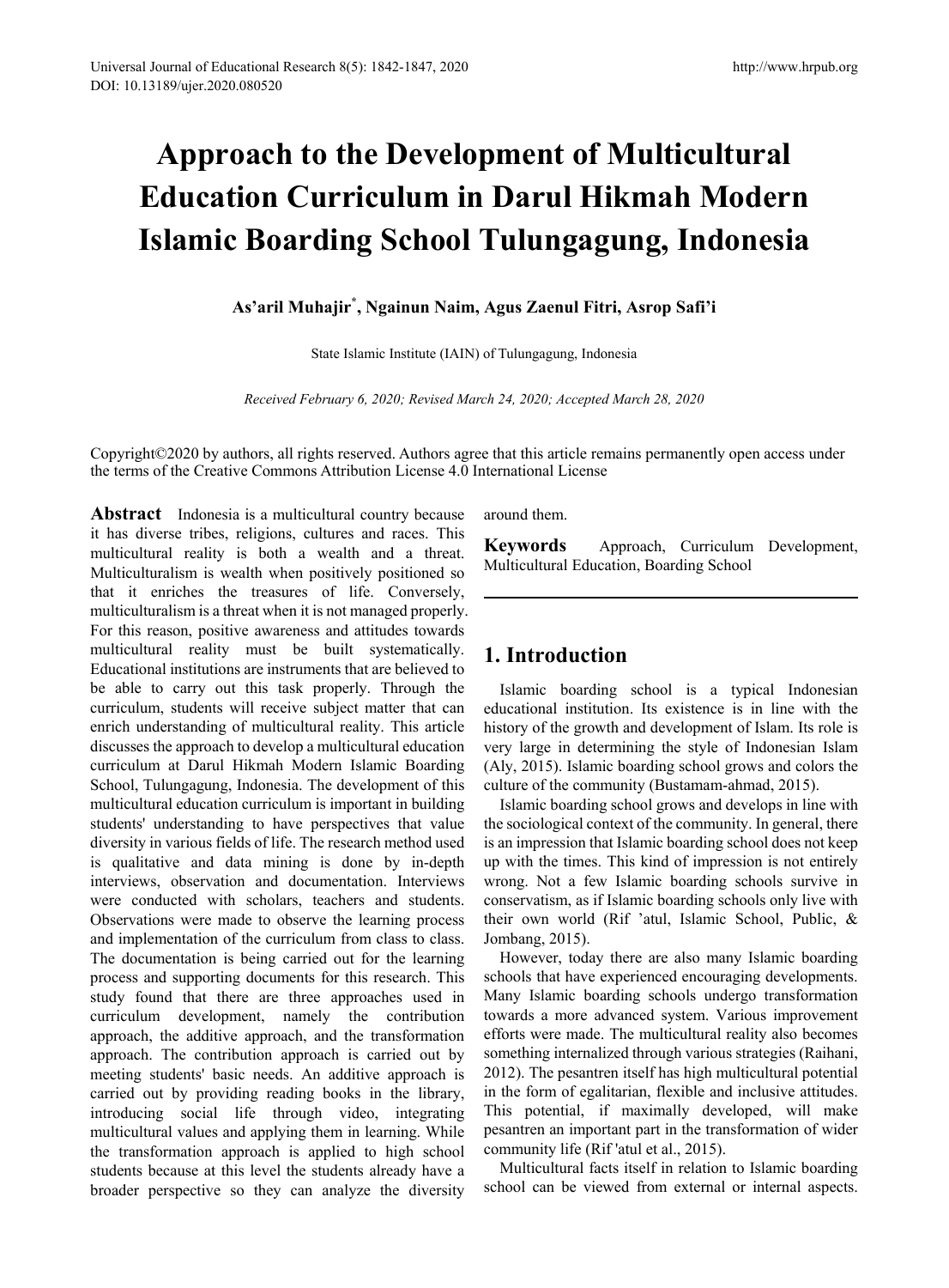# Approach to the Development of Multicultural Education Curriculum in Darul Hikmah Modern Islamic Boarding School Tulungagung, Indonesia

**As'aril Muhajir*, Ngainun Naim, Agus Zaenul Fitri, Asrop Safi'i**

State Islamic Institute (IAIN) of Tulungagung, Indonesia

*Received February 6, 2020; Revised March 24, 2020; Accepted March 28, 2020*

Copyright©2020 by authors, all rights reserved. Authors agree that this article remains permanently open access under the terms of the Creative Commons Attribution License 4.0 International License

**Abstract** Indonesia is a multicultural country because it has diverse tribes, religions, cultures and races. This multicultural reality is both a wealth and a threat. Multiculturalism is wealth when positively positioned so that it enriches the treasures of life. Conversely, multiculturalism is a threat when it is not managed properly. For this reason, positive awareness and attitudes towards multicultural reality must be built systematically. Educational institutions are instruments that are believed to be able to carry out this task properly. Through the curriculum, students will receive subject matter that can enrich understanding of multicultural reality. This article discusses the approach to develop a multicultural education curriculum at Darul Hikmah Modern Islamic Boarding School, Tulungagung, Indonesia. The development of this multicultural education curriculum is important in building students' understanding to have perspectives that value diversity in various fields of life. The research method used is qualitative and data mining is done by in-depth interviews, observation and documentation. Interviews were conducted with scholars, teachers and students. Observations were made to observe the learning process and implementation of the curriculum from class to class. The documentation is being carried out for the learning process and supporting documents for this research. This study found that there are three approaches used in curriculum development, namely the contribution approach, the additive approach, and the transformation approach. The contribution approach is carried out by meeting students' basic needs. An additive approach is carried out by providing reading books in the library, introducing social life through video, integrating multicultural values and applying them in learning. While the transformation approach is applied to high school students because at this level the students already have a broader perspective so they can analyze the diversity around them.

**Keywords** Approach, Curriculum Development, Multicultural Education, Boarding School

## 1. Introduction

Islamic boarding school is a typical Indonesian educational institution. Its existence is in line with the history of the growth and development of Islam. Its role is very large in determining the style of Indonesian Islam (Aly, 2015). Islamic boarding school grows and colors the culture of the community (Bustamam-ahmad, 2015).

Islamic boarding school grows and develops in line with the sociological context of the community. In general, there is an impression that Islamic boarding school does not keep up with the times. This kind of impression is not entirely wrong. Not a few Islamic boarding schools survive in conservatism, as if Islamic boarding schools only live with their own world (Rif 'atul, Islamic School, Public, & Jombang, 2015).

However, today there are also many Islamic boarding schools that have experienced encouraging developments. Many Islamic boarding schools undergo transformation towards a more advanced system. Various improvement efforts were made. The multicultural reality also becomes something internalized through various strategies (Raihani, 2012). The pesantren itself has high multicultural potential in the form of egalitarian, flexible and inclusive attitudes. This potential, if maximally developed, will make pesantren an important part in the transformation of wider community life (Rif 'atul et al., 2015).

Multicultural facts itself in relation to Islamic boarding school can be viewed from external or internal aspects.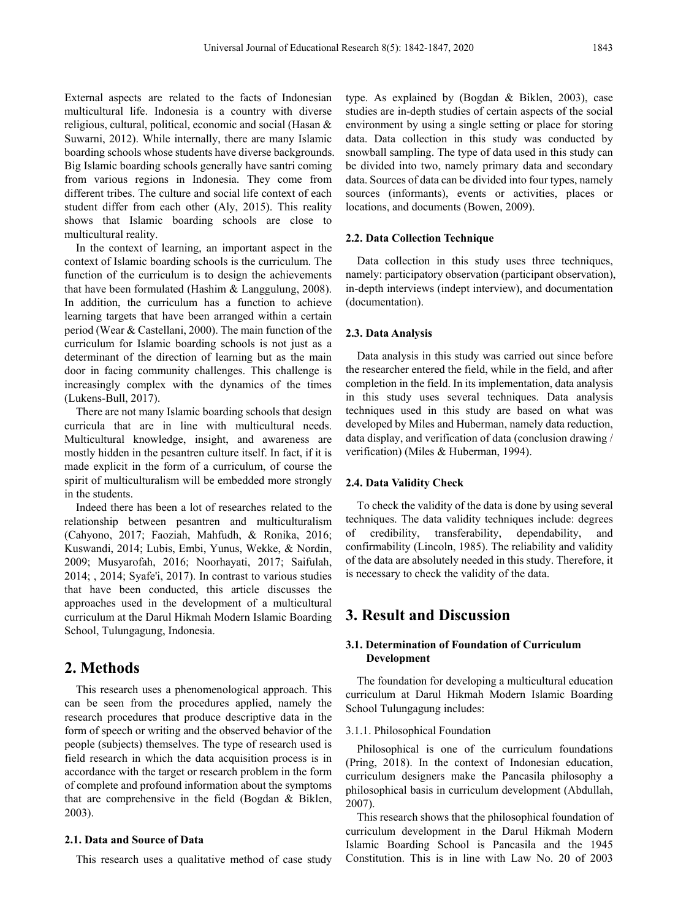External aspects are related to the facts of Indonesian multicultural life. Indonesia is a country with diverse religious, cultural, political, economic and social (Hasan & Suwarni, 2012). While internally, there are many Islamic boarding schools whose students have diverse backgrounds. Big Islamic boarding schools generally have santri coming from various regions in Indonesia. They come from different tribes. The culture and social life context of each student differ from each other (Aly, 2015). This reality shows that Islamic boarding schools are close to multicultural reality.

In the context of learning, an important aspect in the context of Islamic boarding schools is the curriculum. The function of the curriculum is to design the achievements that have been formulated (Hashim & Langgulung, 2008). In addition, the curriculum has a function to achieve learning targets that have been arranged within a certain period (Wear & Castellani, 2000). The main function of the curriculum for Islamic boarding schools is not just as a determinant of the direction of learning but as the main door in facing community challenges. This challenge is increasingly complex with the dynamics of the times (Lukens-Bull, 2017).

There are not many Islamic boarding schools that design curricula that are in line with multicultural needs. Multicultural knowledge, insight, and awareness are mostly hidden in the pesantren culture itself. In fact, if it is made explicit in the form of a curriculum, of course the spirit of multiculturalism will be embedded more strongly in the students.

Indeed there has been a lot of researches related to the relationship between pesantren and multiculturalism (Cahyono, 2017; Faoziah, Mahfudh, & Ronika, 2016; Kuswandi, 2014; Lubis, Embi, Yunus, Wekke, & Nordin, 2009; Musyarofah, 2016; Noorhayati, 2017; Saifulah, 2014; , 2014; Syafe'i, 2017). In contrast to various studies that have been conducted, this article discusses the approaches used in the development of a multicultural curriculum at the Darul Hikmah Modern Islamic Boarding School, Tulungagung, Indonesia.

## 2. Methods

This research uses a phenomenological approach. This can be seen from the procedures applied, namely the research procedures that produce descriptive data in the form of speech or writing and the observed behavior of the people (subjects) themselves. The type of research used is field research in which the data acquisition process is in accordance with the target or research problem in the form of complete and profound information about the symptoms that are comprehensive in the field (Bogdan & Biklen, 2003).

### 2.1. Data and Source of Data

This research uses a qualitative method of case study type. As explained by (Bogdan & Biklen, 2003), case studies are in-depth studies of certain aspects of the social environment by using a single setting or place for storing data. Data collection in this study was conducted by snowball sampling. The type of data used in this study can be divided into two, namely primary data and secondary data. Sources of data can be divided into four types, namely sources (informants), events or activities, places or locations, and documents (Bowen, 2009).

### 2.2. Data Collection Technique

Data collection in this study uses three techniques, namely: participatory observation (participant observation), in-depth interviews (indept interview), and documentation (documentation).

### 2.3. Data Analysis

Data analysis in this study was carried out since before the researcher entered the field, while in the field, and after completion in the field. In its implementation, data analysis in this study uses several techniques. Data analysis techniques used in this study are based on what was developed by Miles and Huberman, namely data reduction, data display, and verification of data (conclusion drawing / verification) (Miles & Huberman, 1994).

### 2.4. Data Validity Check

To check the validity of the data is done by using several techniques. The data validity techniques include: degrees of credibility, transferability, dependability, and confirmability (Lincoln, 1985). The reliability and validity of the data are absolutely needed in this study. Therefore, it is necessary to check the validity of the data.

## 3. Result and Discussion

### 3.1. Determination of Foundation of Curriculum Development

The foundation for developing a multicultural education curriculum at Darul Hikmah Modern Islamic Boarding School Tulungagung includes:

#### 3.1.1. Philosophical Foundation

Philosophical is one of the curriculum foundations (Pring, 2018). In the context of Indonesian education, curriculum designers make the Pancasila philosophy a philosophical basis in curriculum development (Abdullah, 2007).

This research shows that the philosophical foundation of curriculum development in the Darul Hikmah Modern Islamic Boarding School is Pancasila and the 1945 Constitution. This is in line with Law No. 20 of 2003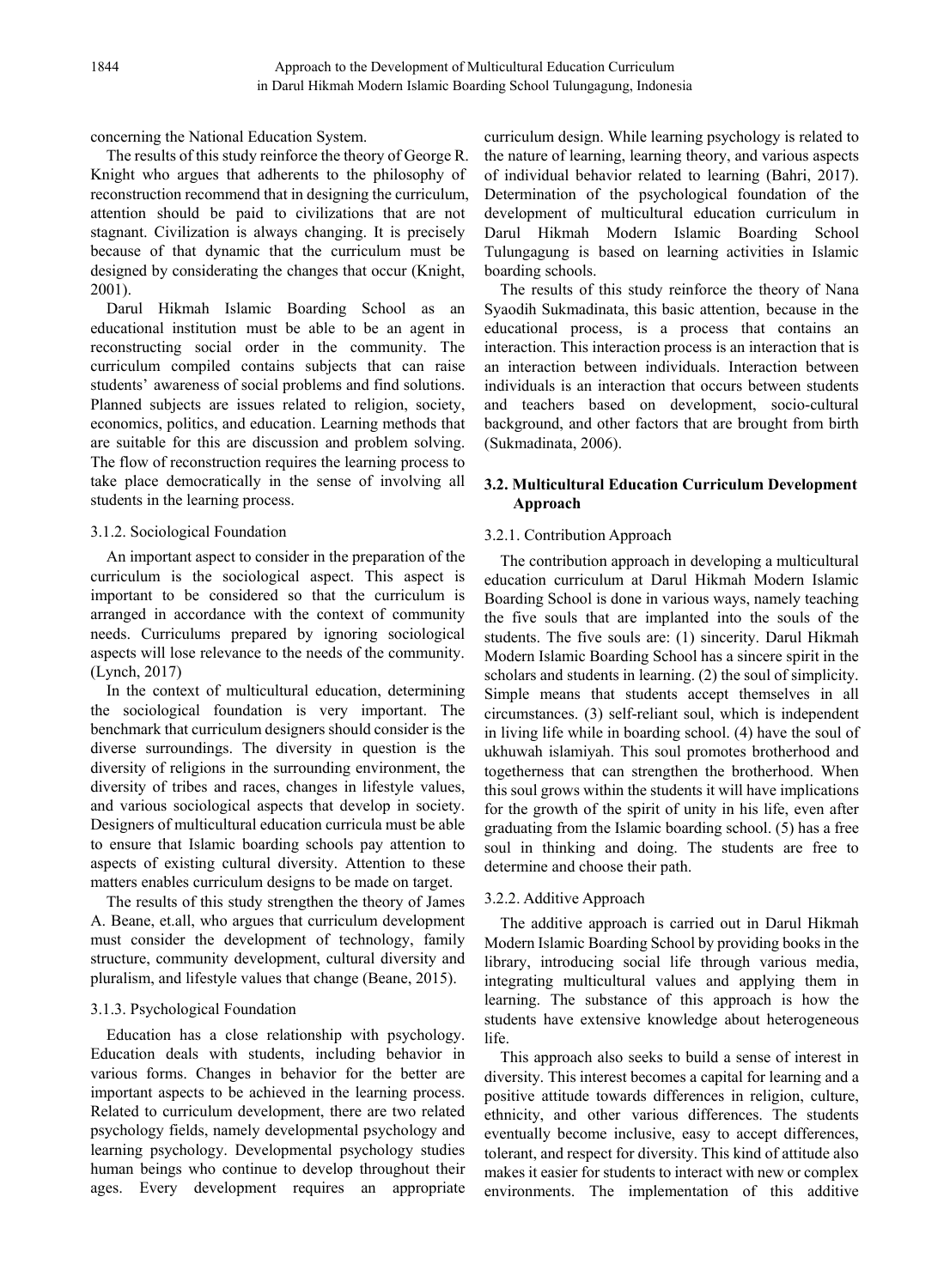concerning the National Education System.

The results of this study reinforce the theory of George R. Knight who argues that adherents to the philosophy of reconstruction recommend that in designing the curriculum, attention should be paid to civilizations that are not stagnant. Civilization is always changing. It is precisely because of that dynamic that the curriculum must be designed by considerating the changes that occur (Knight, 2001).

Darul Hikmah Islamic Boarding School as an educational institution must be able to be an agent in reconstructing social order in the community. The curriculum compiled contains subjects that can raise students' awareness of social problems and find solutions. Planned subjects are issues related to religion, society, economics, politics, and education. Learning methods that are suitable for this are discussion and problem solving. The flow of reconstruction requires the learning process to take place democratically in the sense of involving all students in the learning process.

#### 3.1.2. Sociological Foundation

An important aspect to consider in the preparation of the curriculum is the sociological aspect. This aspect is important to be considered so that the curriculum is arranged in accordance with the context of community needs. Curriculums prepared by ignoring sociological aspects will lose relevance to the needs of the community. (Lynch, 2017)

In the context of multicultural education, determining the sociological foundation is very important. The benchmark that curriculum designers should consider is the diverse surroundings. The diversity in question is the diversity of religions in the surrounding environment, the diversity of tribes and races, changes in lifestyle values, and various sociological aspects that develop in society. Designers of multicultural education curricula must be able to ensure that Islamic boarding schools pay attention to aspects of existing cultural diversity. Attention to these matters enables curriculum designs to be made on target.

The results of this study strengthen the theory of James A. Beane, et.all, who argues that curriculum development must consider the development of technology, family structure, community development, cultural diversity and pluralism, and lifestyle values that change (Beane, 2015).

#### 3.1.3. Psychological Foundation

Education has a close relationship with psychology. Education deals with students, including behavior in various forms. Changes in behavior for the better are important aspects to be achieved in the learning process. Related to curriculum development, there are two related psychology fields, namely developmental psychology and learning psychology. Developmental psychology studies human beings who continue to develop throughout their ages. Every development requires an appropriate curriculum design. While learning psychology is related to the nature of learning, learning theory, and various aspects of individual behavior related to learning (Bahri, 2017). Determination of the psychological foundation of the development of multicultural education curriculum in Darul Hikmah Modern Islamic Boarding School Tulungagung is based on learning activities in Islamic boarding schools.

The results of this study reinforce the theory of Nana Syaodih Sukmadinata, this basic attention, because in the educational process, is a process that contains an interaction. This interaction process is an interaction that is an interaction between individuals. Interaction between individuals is an interaction that occurs between students and teachers based on development, socio-cultural background, and other factors that are brought from birth (Sukmadinata, 2006).

### 3.2. Multicultural Education Curriculum Development Approach

#### 3.2.1. Contribution Approach

The contribution approach in developing a multicultural education curriculum at Darul Hikmah Modern Islamic Boarding School is done in various ways, namely teaching the five souls that are implanted into the souls of the students. The five souls are: (1) sincerity. Darul Hikmah Modern Islamic Boarding School has a sincere spirit in the scholars and students in learning. (2) the soul of simplicity. Simple means that students accept themselves in all circumstances. (3) self-reliant soul, which is independent in living life while in boarding school. (4) have the soul of ukhuwah islamiyah. This soul promotes brotherhood and togetherness that can strengthen the brotherhood. When this soul grows within the students it will have implications for the growth of the spirit of unity in his life, even after graduating from the Islamic boarding school. (5) has a free soul in thinking and doing. The students are free to determine and choose their path.

#### 3.2.2. Additive Approach

The additive approach is carried out in Darul Hikmah Modern Islamic Boarding School by providing books in the library, introducing social life through various media, integrating multicultural values and applying them in learning. The substance of this approach is how the students have extensive knowledge about heterogeneous life.

This approach also seeks to build a sense of interest in diversity. This interest becomes a capital for learning and a positive attitude towards differences in religion, culture, ethnicity, and other various differences. The students eventually become inclusive, easy to accept differences, tolerant, and respect for diversity. This kind of attitude also makes it easier for students to interact with new or complex environments. The implementation of this additive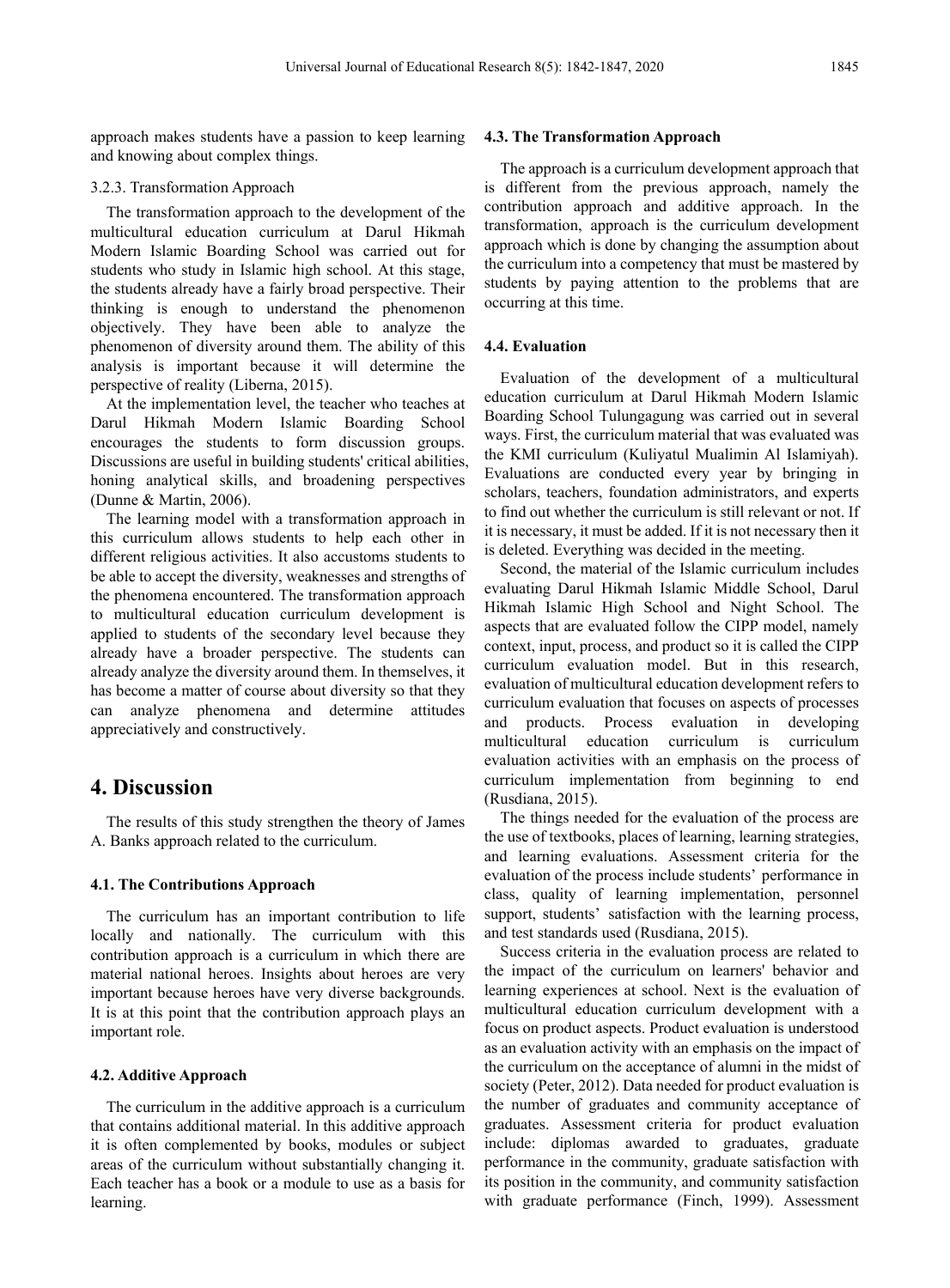approach makes students have a passion to keep learning and knowing about complex things.

#### 3.2.3. Transformation Approach

The transformation approach to the development of the multicultural education curriculum at Darul Hikmah Modern Islamic Boarding School was carried out for students who study in Islamic high school. At this stage, the students already have a fairly broad perspective. Their thinking is enough to understand the phenomenon objectively. They have been able to analyze the phenomenon of diversity around them. The ability of this analysis is important because it will determine the perspective of reality (Liberna, 2015).

At the implementation level, the teacher who teaches at Darul Hikmah Modern Islamic Boarding School encourages the students to form discussion groups. Discussions are useful in building students' critical abilities, honing analytical skills, and broadening perspectives (Dunne & Martin, 2006).

The learning model with a transformation approach in this curriculum allows students to help each other in different religious activities. It also accustoms students to be able to accept the diversity, weaknesses and strengths of the phenomena encountered. The transformation approach to multicultural education curriculum development is applied to students of the secondary level because they already have a broader perspective. The students can already analyze the diversity around them. In themselves, it has become a matter of course about diversity so that they can analyze phenomena and determine attitudes appreciatively and constructively.

## 4. Discussion

The results of this study strengthen the theory of James A. Banks approach related to the curriculum.

### 4.1. The Contributions Approach

The curriculum has an important contribution to life locally and nationally. The curriculum with this contribution approach is a curriculum in which there are material national heroes. Insights about heroes are very important because heroes have very diverse backgrounds. It is at this point that the contribution approach plays an important role.

### 4.2. Additive Approach

The curriculum in the additive approach is a curriculum that contains additional material. In this additive approach it is often complemented by books, modules or subject areas of the curriculum without substantially changing it. Each teacher has a book or a module to use as a basis for learning.

### 4.3. The Transformation Approach

The approach is a curriculum development approach that is different from the previous approach, namely the contribution approach and additive approach. In the transformation, approach is the curriculum development approach which is done by changing the assumption about the curriculum into a competency that must be mastered by students by paying attention to the problems that are occurring at this time.

### 4.4. Evaluation

Evaluation of the development of a multicultural education curriculum at Darul Hikmah Modern Islamic Boarding School Tulungagung was carried out in several ways. First, the curriculum material that was evaluated was the KMI curriculum (Kuliyatul Mualimin Al Islamiyah). Evaluations are conducted every year by bringing in scholars, teachers, foundation administrators, and experts to find out whether the curriculum is still relevant or not. If it is necessary, it must be added. If it is not necessary then it is deleted. Everything was decided in the meeting.

Second, the material of the Islamic curriculum includes evaluating Darul Hikmah Islamic Middle School, Darul Hikmah Islamic High School and Night School. The aspects that are evaluated follow the CIPP model, namely context, input, process, and product so it is called the CIPP curriculum evaluation model. But in this research, evaluation of multicultural education development refers to curriculum evaluation that focuses on aspects of processes and products. Process evaluation in developing multicultural education curriculum is curriculum evaluation activities with an emphasis on the process of curriculum implementation from beginning to end (Rusdiana, 2015).

The things needed for the evaluation of the process are the use of textbooks, places of learning, learning strategies, and learning evaluations. Assessment criteria for the evaluation of the process include students' performance in class, quality of learning implementation, personnel support, students' satisfaction with the learning process, and test standards used (Rusdiana, 2015).

Success criteria in the evaluation process are related to the impact of the curriculum on learners' behavior and learning experiences at school. Next is the evaluation of multicultural education curriculum development with a focus on product aspects. Product evaluation is understood as an evaluation activity with an emphasis on the impact of the curriculum on the acceptance of alumni in the midst of society (Peter, 2012). Data needed for product evaluation is the number of graduates and community acceptance of graduates. Assessment criteria for product evaluation include: diplomas awarded to graduates, graduate performance in the community, graduate satisfaction with its position in the community, and community satisfaction with graduate performance (Finch, 1999). Assessment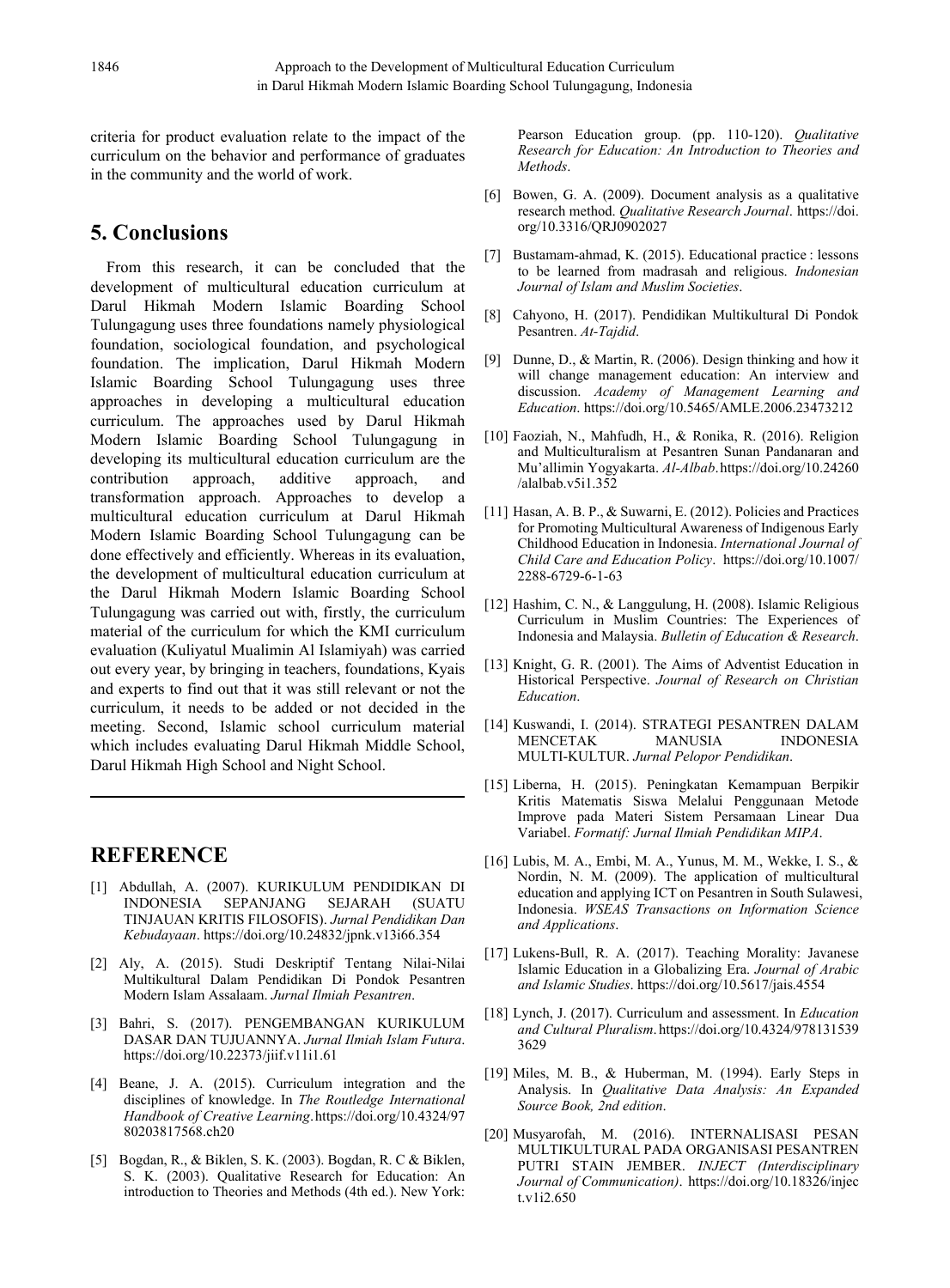criteria for product evaluation relate to the impact of the curriculum on the behavior and performance of graduates in the community and the world of work.

## 5. Conclusions

From this research, it can be concluded that the development of multicultural education curriculum at Darul Hikmah Modern Islamic Boarding School Tulungagung uses three foundations namely physiological foundation, sociological foundation, and psychological foundation. The implication, Darul Hikmah Modern Islamic Boarding School Tulungagung uses three approaches in developing a multicultural education curriculum. The approaches used by Darul Hikmah Modern Islamic Boarding School Tulungagung in developing its multicultural education curriculum are the contribution approach, additive approach, and transformation approach. Approaches to develop a multicultural education curriculum at Darul Hikmah Modern Islamic Boarding School Tulungagung can be done effectively and efficiently. Whereas in its evaluation, the development of multicultural education curriculum at the Darul Hikmah Modern Islamic Boarding School Tulungagung was carried out with, firstly, the curriculum material of the curriculum for which the KMI curriculum evaluation (Kuliyatul Mualimin Al Islamiyah) was carried out every year, by bringing in teachers, foundations, Kyais and experts to find out that it was still relevant or not the curriculum, it needs to be added or not decided in the meeting. Second, Islamic school curriculum material which includes evaluating Darul Hikmah Middle School, Darul Hikmah High School and Night School.

## REFERENCE

[1] Abdullah, A. (2007). KURIKULUM PENDIDIKAN DI INDONESIA SEPANJANG SEJARAH (SUATU TINJAUAN KRITIS FILOSOFIS). *Jurnal Pendidikan Dan Kebudayaan*. https://doi.org/10.24832/jpnk.v13i66.354

[2] Aly, A. (2015). Studi Deskriptif Tentang Nilai-Nilai Multikultural Dalam Pendidikan Di Pondok Pesantren Modern Islam Assalaam. *Jurnal Ilmiah Pesantren*.

[3] Bahri, S. (2017). PENGEMBANGAN KURIKULUM DASAR DAN TUJUANNYA. *Jurnal Ilmiah Islam Futura*. https://doi.org/10.22373/jiif.v11i1.61

[4] Beane, J. A. (2015). Curriculum integration and the disciplines of knowledge. In *The Routledge International Handbook of Creative Learning*. https://doi.org/10.4324/9780203817568.ch20

[5] Bogdan, R., & Biklen, S. K. (2003). Bogdan, R. C & Biklen, S. K. (2003). Qualitative Research for Education: An introduction to Theories and Methods (4th ed.). New York: Pearson Education group. (pp. 110-120). *Qualitative Research for Education: An Introduction to Theories and Methods*.

[6] Bowen, G. A. (2009). Document analysis as a qualitative research method. *Qualitative Research Journal*. https://doi.org/10.3316/QRJ0902027

[7] Bustamam-ahmad, K. (2015). Educational practice : lessons to be learned from madrasah and religious. *Indonesian Journal of Islam and Muslim Societies*.

[8] Cahyono, H. (2017). Pendidikan Multikultural Di Pondok Pesantren. *At-Tajdid*.

[9] Dunne, D., & Martin, R. (2006). Design thinking and how it will change management education: An interview and discussion. *Academy of Management Learning and Education*. https://doi.org/10.5465/AMLE.2006.23473212

[10] Faoziah, N., Mahfudh, H., & Ronika, R. (2016). Religion and Multiculturalism at Pesantren Sunan Pandanaran and Mu'allimin Yogyakarta. *Al-Albab*. https://doi.org/10.24260/alalbab.v5i1.352

[11] Hasan, A. B. P., & Suwarni, E. (2012). Policies and Practices for Promoting Multicultural Awareness of Indigenous Early Childhood Education in Indonesia. *International Journal of Child Care and Education Policy*. https://doi.org/10.1007/2288-6729-6-1-63

[12] Hashim, C. N., & Langgulung, H. (2008). Islamic Religious Curriculum in Muslim Countries: The Experiences of Indonesia and Malaysia. *Bulletin of Education & Research*.

[13] Knight, G. R. (2001). The Aims of Adventist Education in Historical Perspective. *Journal of Research on Christian Education*.

[14] Kuswandi, I. (2014). STRATEGI PESANTREN DALAM MENCETAK MANUSIA INDONESIA MULTI-KULTUR. *Jurnal Pelopor Pendidikan*.

[15] Liberna, H. (2015). Peningkatan Kemampuan Berpikir Kritis Matematis Siswa Melalui Penggunaan Metode Improve pada Materi Sistem Persamaan Linear Dua Variabel. *Formatif: Jurnal Ilmiah Pendidikan MIPA*.

[16] Lubis, M. A., Embi, M. A., Yunus, M. M., Wekke, I. S., & Nordin, N. M. (2009). The application of multicultural education and applying ICT on Pesantren in South Sulawesi, Indonesia. *WSEAS Transactions on Information Science and Applications*.

[17] Lukens-Bull, R. A. (2017). Teaching Morality: Javanese Islamic Education in a Globalizing Era. *Journal of Arabic and Islamic Studies*. https://doi.org/10.5617/jais.4554

[18] Lynch, J. (2017). Curriculum and assessment. In *Education and Cultural Pluralism*. https://doi.org/10.4324/9781315393629

[19] Miles, M. B., & Huberman, M. (1994). Early Steps in Analysis. In *Qualitative Data Analysis: An Expanded Source Book, 2nd edition*.

[20] Musyarofah, M. (2016). INTERNALISASI PESAN MULTIKULTURAL PADA ORGANISASI PESANTREN PUTRI STAIN JEMBER. *INJECT (Interdisciplinary Journal of Communication)*. https://doi.org/10.18326/inject.v1i2.650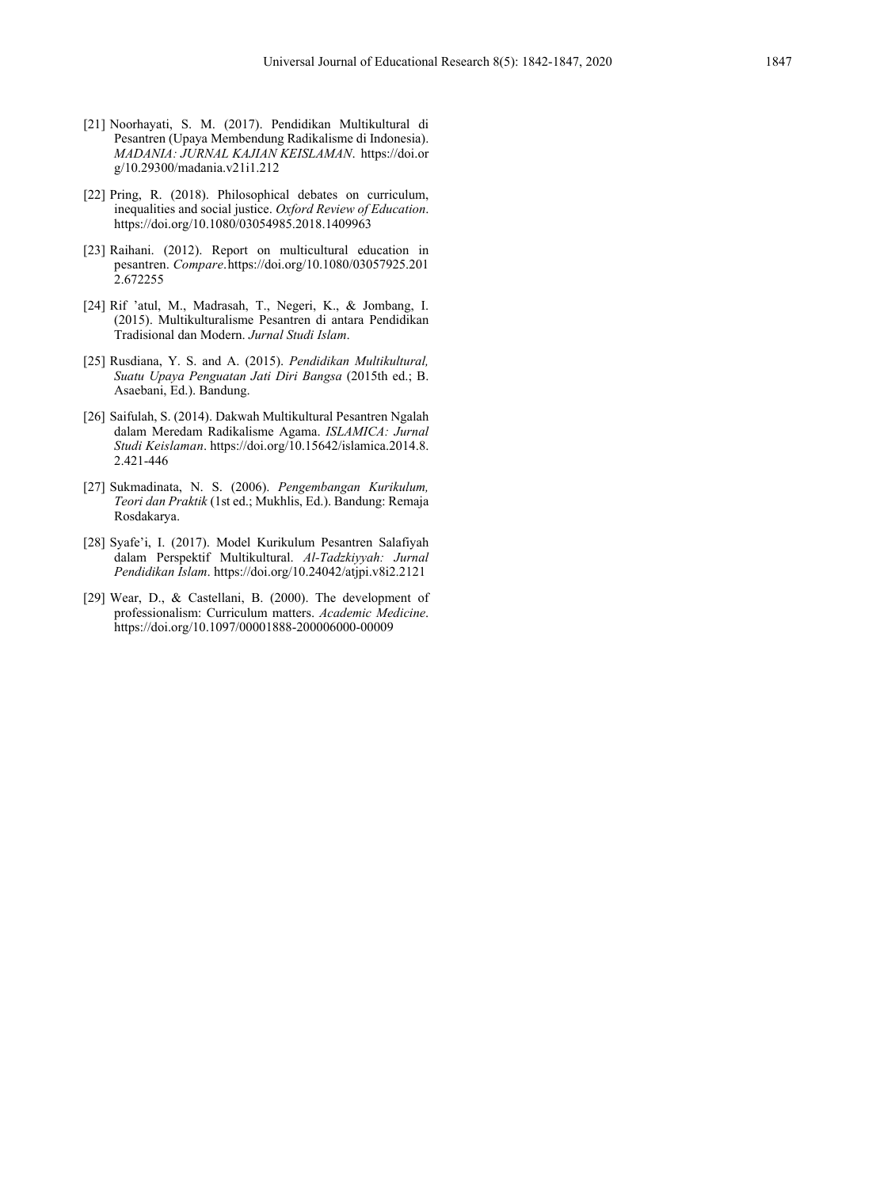[21] Noorhayati, S. M. (2017). Pendidikan Multikultural di Pesantren (Upaya Membendung Radikalisme di Indonesia). *MADANIA: JURNAL KAJIAN KEISLAMAN*. https://doi.org/10.29300/madania.v21i1.212

[22] Pring, R. (2018). Philosophical debates on curriculum, inequalities and social justice. *Oxford Review of Education*. https://doi.org/10.1080/03054985.2018.1409963

[23] Raihani. (2012). Report on multicultural education in pesantren. *Compare*. https://doi.org/10.1080/03057925.2012.672255

[24] Rif 'atul, M., Madrasah, T., Negeri, K., & Jombang, I. (2015). Multikulturalisme Pesantren di antara Pendidikan Tradisional dan Modern. *Jurnal Studi Islam*.

[25] Rusdiana, Y. S. and A. (2015). *Pendidikan Multikultural, Suatu Upaya Penguatan Jati Diri Bangsa* (2015th ed.; B. Asaebani, Ed.). Bandung.

[26] Saifulah, S. (2014). Dakwah Multikultural Pesantren Ngalah dalam Meredam Radikalisme Agama. *ISLAMICA: Jurnal Studi Keislaman*. https://doi.org/10.15642/islamica.2014.8.2.421-446

[27] Sukmadinata, N. S. (2006). *Pengembangan Kurikulum, Teori dan Praktik* (1st ed.; Mukhlis, Ed.). Bandung: Remaja Rosdakarya.

[28] Syafe'i, I. (2017). Model Kurikulum Pesantren Salafiyah dalam Perspektif Multikultural. *Al-Tadzkiyyah: Jurnal Pendidikan Islam*. https://doi.org/10.24042/atjpi.v8i2.2121

[29] Wear, D., & Castellani, B. (2000). The development of professionalism: Curriculum matters. *Academic Medicine*. https://doi.org/10.1097/00001888-200006000-00009